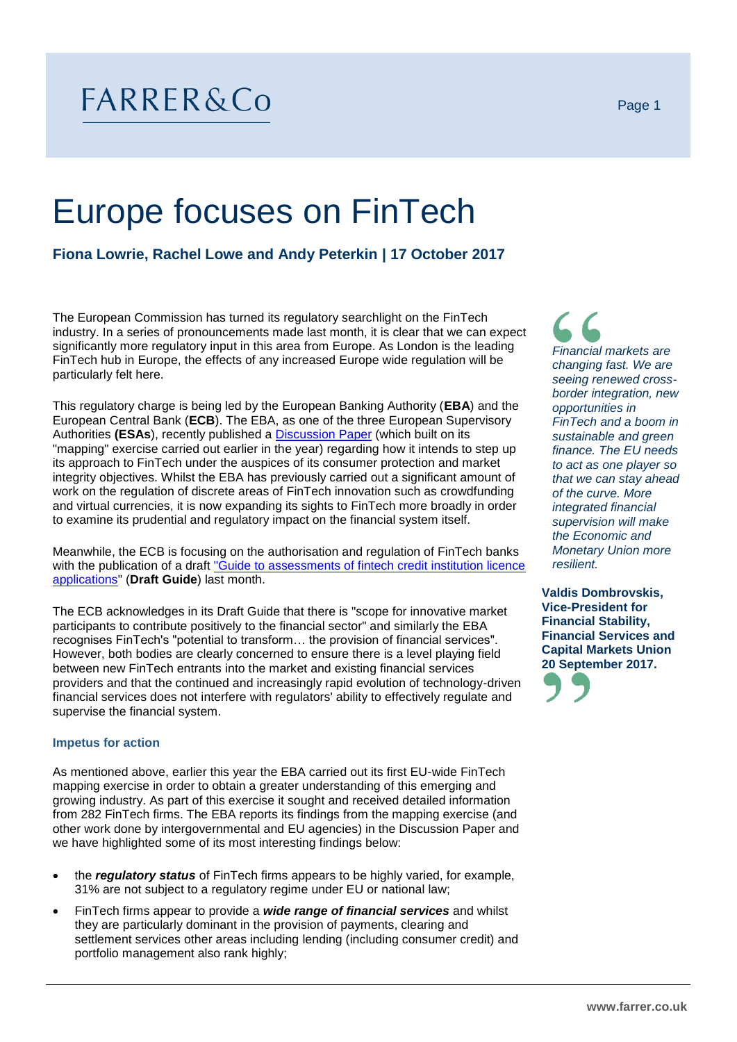# Europe focuses on FinTech

**Fiona Lowrie, Rachel Lowe and Andy Peterkin | 17 October 2017**

The European Commission has turned its regulatory searchlight on the FinTech industry. In a series of pronouncements made last month, it is clear that we can expect significantly more regulatory input in this area from Europe. As London is the leading FinTech hub in Europe, the effects of any increased Europe wide regulation will be particularly felt here.

This regulatory charge is being led by the European Banking Authority (**EBA**) and the European Central Bank (**ECB**). The EBA, as one of the three European Supervisory Authorities **(ESAs**), recently published a Discussion Paper (which built on its "mapping" exercise carried out earlier in the year) regarding how it intends to step up its approach to FinTech under the auspices of its consumer protection and market integrity objectives. Whilst the EBA has previously carried out a significant amount of work on the regulation of discrete areas of FinTech innovation such as crowdfunding and virtual currencies, it is now expanding its sights to FinTech more broadly in order to examine its prudential and regulatory impact on the financial system itself.

Meanwhile, the ECB is focusing on the authorisation and regulation of FinTech banks with the publication of a draft "Guide to assessments of fintech credit institution licence applications" (**Draft Guide**) last month.

The ECB acknowledges in its Draft Guide that there is "scope for innovative market participants to contribute positively to the financial sector" and similarly the EBA recognises FinTech's "potential to transform… the provision of financial services". However, both bodies are clearly concerned to ensure there is a level playing field between new FinTech entrants into the market and existing financial services providers and that the continued and increasingly rapid evolution of technology-driven financial services does not interfere with regulators' ability to effectively regulate and supervise the financial system.

> *Financial markets are changing fast. We are seeing renewed cross-border integration, new opportunities in FinTech and a boom in sustainable and green finance. The EU needs to act as one player so that we can stay ahead of the curve. More integrated financial supervision will make the Economic and Monetary Union more resilient.*
>
> **Valdis Dombrovskis, Vice-President for Financial Stability, Financial Services and Capital Markets Union 20 September 2017.**

### Impetus for action

As mentioned above, earlier this year the EBA carried out its first EU-wide FinTech mapping exercise in order to obtain a greater understanding of this emerging and growing industry. As part of this exercise it sought and received detailed information from 282 FinTech firms. The EBA reports its findings from the mapping exercise (and other work done by intergovernmental and EU agencies) in the Discussion Paper and we have highlighted some of its most interesting findings below:

- the ***regulatory status*** of FinTech firms appears to be highly varied, for example, 31% are not subject to a regulatory regime under EU or national law;
- FinTech firms appear to provide a ***wide range of financial services*** and whilst they are particularly dominant in the provision of payments, clearing and settlement services other areas including lending (including consumer credit) and portfolio management also rank highly;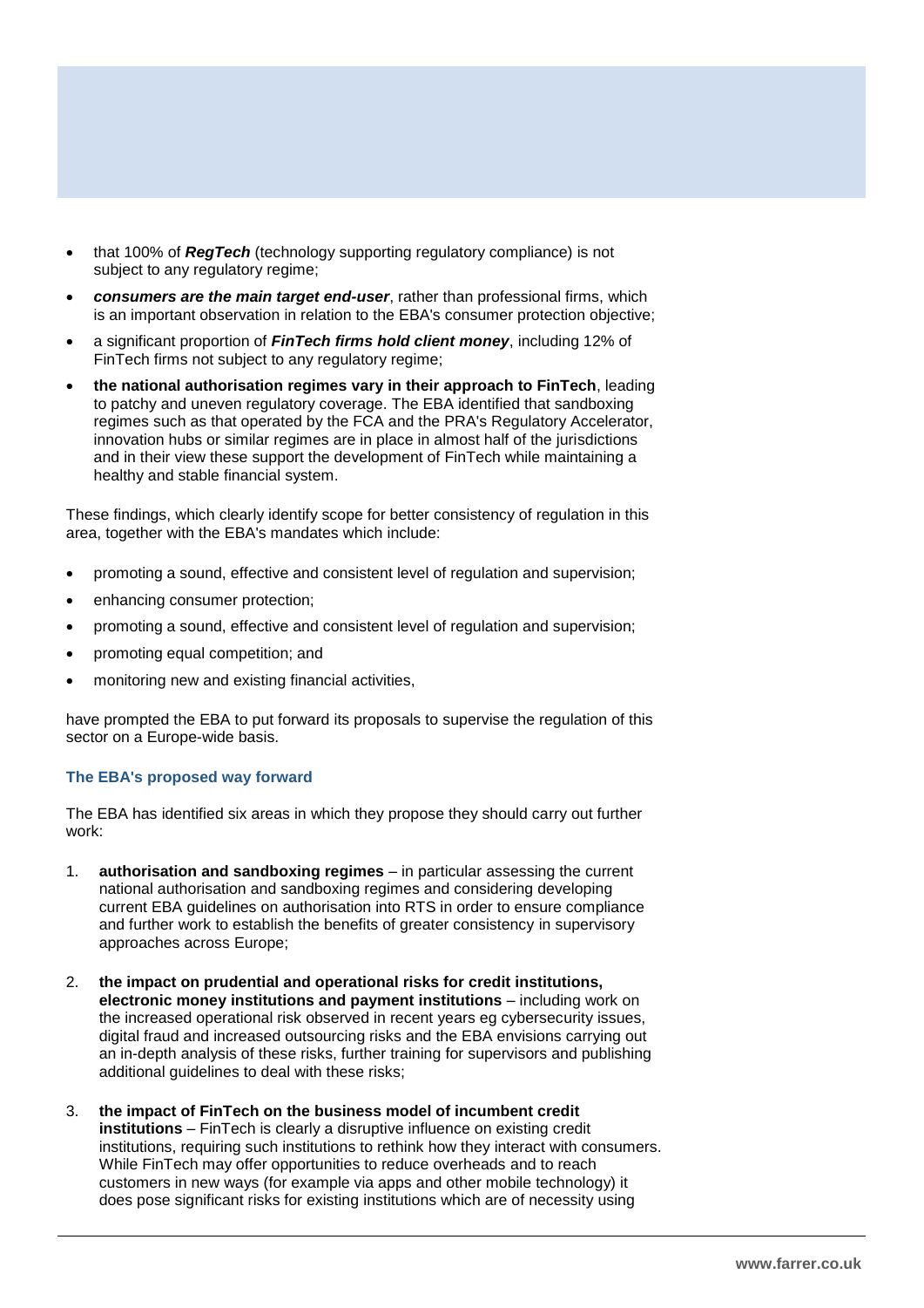- that 100% of ***RegTech*** (technology supporting regulatory compliance) is not subject to any regulatory regime;
- ***consumers are the main target end-user***, rather than professional firms, which is an important observation in relation to the EBA's consumer protection objective;
- a significant proportion of ***FinTech firms hold client money***, including 12% of FinTech firms not subject to any regulatory regime;
- **the national authorisation regimes vary in their approach to FinTech**, leading to patchy and uneven regulatory coverage. The EBA identified that sandboxing regimes such as that operated by the FCA and the PRA's Regulatory Accelerator, innovation hubs or similar regimes are in place in almost half of the jurisdictions and in their view these support the development of FinTech while maintaining a healthy and stable financial system.

These findings, which clearly identify scope for better consistency of regulation in this area, together with the EBA's mandates which include:

- promoting a sound, effective and consistent level of regulation and supervision;
- enhancing consumer protection;
- promoting a sound, effective and consistent level of regulation and supervision;
- promoting equal competition; and
- monitoring new and existing financial activities,

have prompted the EBA to put forward its proposals to supervise the regulation of this sector on a Europe-wide basis.

### The EBA's proposed way forward

The EBA has identified six areas in which they propose they should carry out further work:

1. **authorisation and sandboxing regimes** – in particular assessing the current national authorisation and sandboxing regimes and considering developing current EBA guidelines on authorisation into RTS in order to ensure compliance and further work to establish the benefits of greater consistency in supervisory approaches across Europe;
2. **the impact on prudential and operational risks for credit institutions, electronic money institutions and payment institutions** – including work on the increased operational risk observed in recent years eg cybersecurity issues, digital fraud and increased outsourcing risks and the EBA envisions carrying out an in-depth analysis of these risks, further training for supervisors and publishing additional guidelines to deal with these risks;
3. **the impact of FinTech on the business model of incumbent credit institutions** – FinTech is clearly a disruptive influence on existing credit institutions, requiring such institutions to rethink how they interact with consumers. While FinTech may offer opportunities to reduce overheads and to reach customers in new ways (for example via apps and other mobile technology) it does pose significant risks for existing institutions which are of necessity using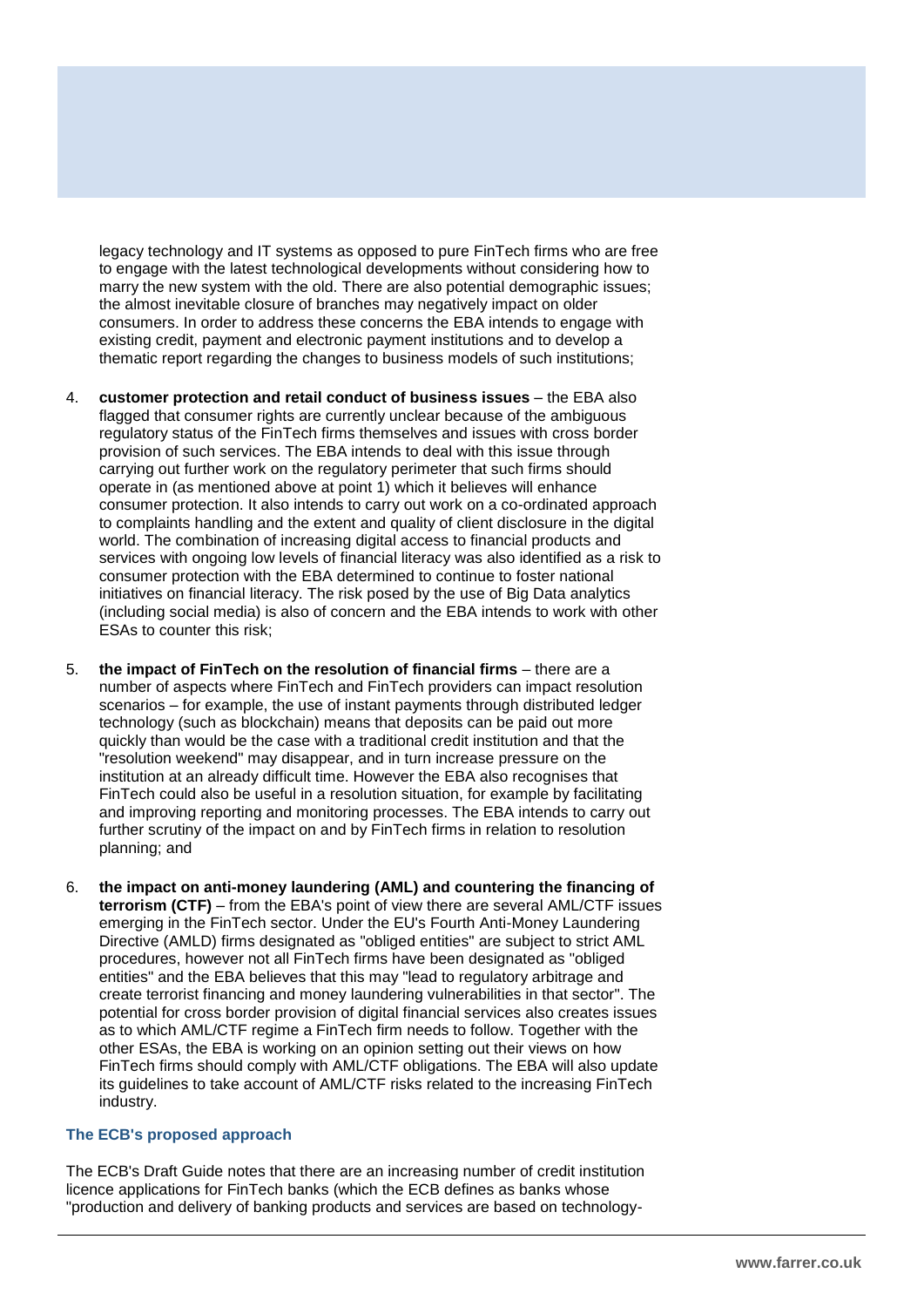legacy technology and IT systems as opposed to pure FinTech firms who are free to engage with the latest technological developments without considering how to marry the new system with the old. There are also potential demographic issues; the almost inevitable closure of branches may negatively impact on older consumers. In order to address these concerns the EBA intends to engage with existing credit, payment and electronic payment institutions and to develop a thematic report regarding the changes to business models of such institutions;

4. **customer protection and retail conduct of business issues** – the EBA also flagged that consumer rights are currently unclear because of the ambiguous regulatory status of the FinTech firms themselves and issues with cross border provision of such services. The EBA intends to deal with this issue through carrying out further work on the regulatory perimeter that such firms should operate in (as mentioned above at point 1) which it believes will enhance consumer protection. It also intends to carry out work on a co-ordinated approach to complaints handling and the extent and quality of client disclosure in the digital world. The combination of increasing digital access to financial products and services with ongoing low levels of financial literacy was also identified as a risk to consumer protection with the EBA determined to continue to foster national initiatives on financial literacy. The risk posed by the use of Big Data analytics (including social media) is also of concern and the EBA intends to work with other ESAs to counter this risk;

5. **the impact of FinTech on the resolution of financial firms** – there are a number of aspects where FinTech and FinTech providers can impact resolution scenarios – for example, the use of instant payments through distributed ledger technology (such as blockchain) means that deposits can be paid out more quickly than would be the case with a traditional credit institution and that the "resolution weekend" may disappear, and in turn increase pressure on the institution at an already difficult time. However the EBA also recognises that FinTech could also be useful in a resolution situation, for example by facilitating and improving reporting and monitoring processes. The EBA intends to carry out further scrutiny of the impact on and by FinTech firms in relation to resolution planning; and

6. **the impact on anti-money laundering (AML) and countering the financing of terrorism (CTF)** – from the EBA's point of view there are several AML/CTF issues emerging in the FinTech sector. Under the EU's Fourth Anti-Money Laundering Directive (AMLD) firms designated as "obliged entities" are subject to strict AML procedures, however not all FinTech firms have been designated as "obliged entities" and the EBA believes that this may "lead to regulatory arbitrage and create terrorist financing and money laundering vulnerabilities in that sector". The potential for cross border provision of digital financial services also creates issues as to which AML/CTF regime a FinTech firm needs to follow. Together with the other ESAs, the EBA is working on an opinion setting out their views on how FinTech firms should comply with AML/CTF obligations. The EBA will also update its guidelines to take account of AML/CTF risks related to the increasing FinTech industry.

### The ECB's proposed approach

The ECB's Draft Guide notes that there are an increasing number of credit institution licence applications for FinTech banks (which the ECB defines as banks whose "production and delivery of banking products and services are based on technology-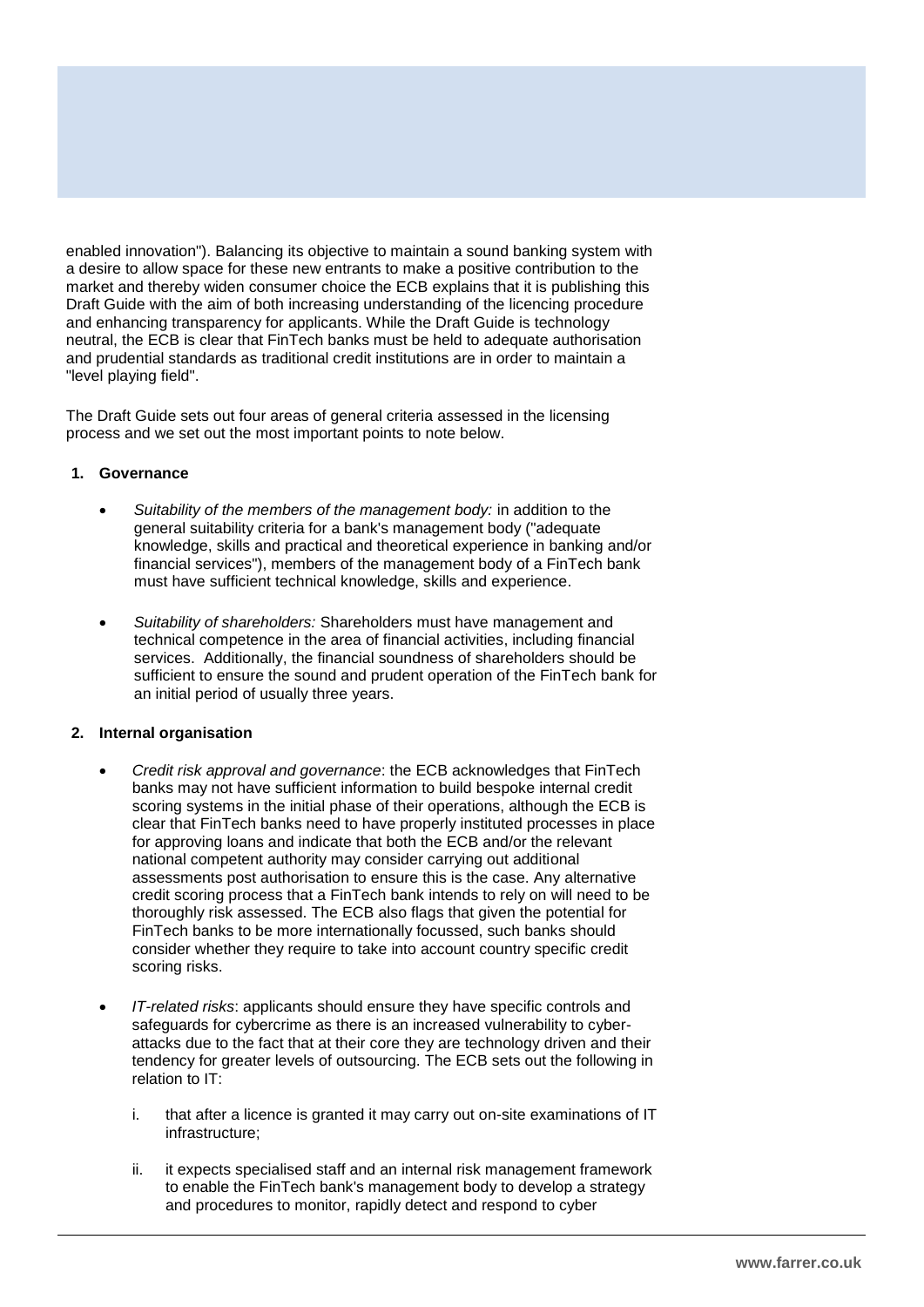enabled innovation"). Balancing its objective to maintain a sound banking system with a desire to allow space for these new entrants to make a positive contribution to the market and thereby widen consumer choice the ECB explains that it is publishing this Draft Guide with the aim of both increasing understanding of the licencing procedure and enhancing transparency for applicants. While the Draft Guide is technology neutral, the ECB is clear that FinTech banks must be held to adequate authorisation and prudential standards as traditional credit institutions are in order to maintain a "level playing field".

The Draft Guide sets out four areas of general criteria assessed in the licensing process and we set out the most important points to note below.

**1. Governance**

- *Suitability of the members of the management body:* in addition to the general suitability criteria for a bank's management body ("adequate knowledge, skills and practical and theoretical experience in banking and/or financial services"), members of the management body of a FinTech bank must have sufficient technical knowledge, skills and experience.

- *Suitability of shareholders:* Shareholders must have management and technical competence in the area of financial activities, including financial services. Additionally, the financial soundness of shareholders should be sufficient to ensure the sound and prudent operation of the FinTech bank for an initial period of usually three years.

**2. Internal organisation**

- *Credit risk approval and governance*: the ECB acknowledges that FinTech banks may not have sufficient information to build bespoke internal credit scoring systems in the initial phase of their operations, although the ECB is clear that FinTech banks need to have properly instituted processes in place for approving loans and indicate that both the ECB and/or the relevant national competent authority may consider carrying out additional assessments post authorisation to ensure this is the case. Any alternative credit scoring process that a FinTech bank intends to rely on will need to be thoroughly risk assessed. The ECB also flags that given the potential for FinTech banks to be more internationally focussed, such banks should consider whether they require to take into account country specific credit scoring risks.

- *IT-related risks*: applicants should ensure they have specific controls and safeguards for cybercrime as there is an increased vulnerability to cyber-attacks due to the fact that at their core they are technology driven and their tendency for greater levels of outsourcing. The ECB sets out the following in relation to IT:

    i. that after a licence is granted it may carry out on-site examinations of IT infrastructure;

    ii. it expects specialised staff and an internal risk management framework to enable the FinTech bank's management body to develop a strategy and procedures to monitor, rapidly detect and respond to cyber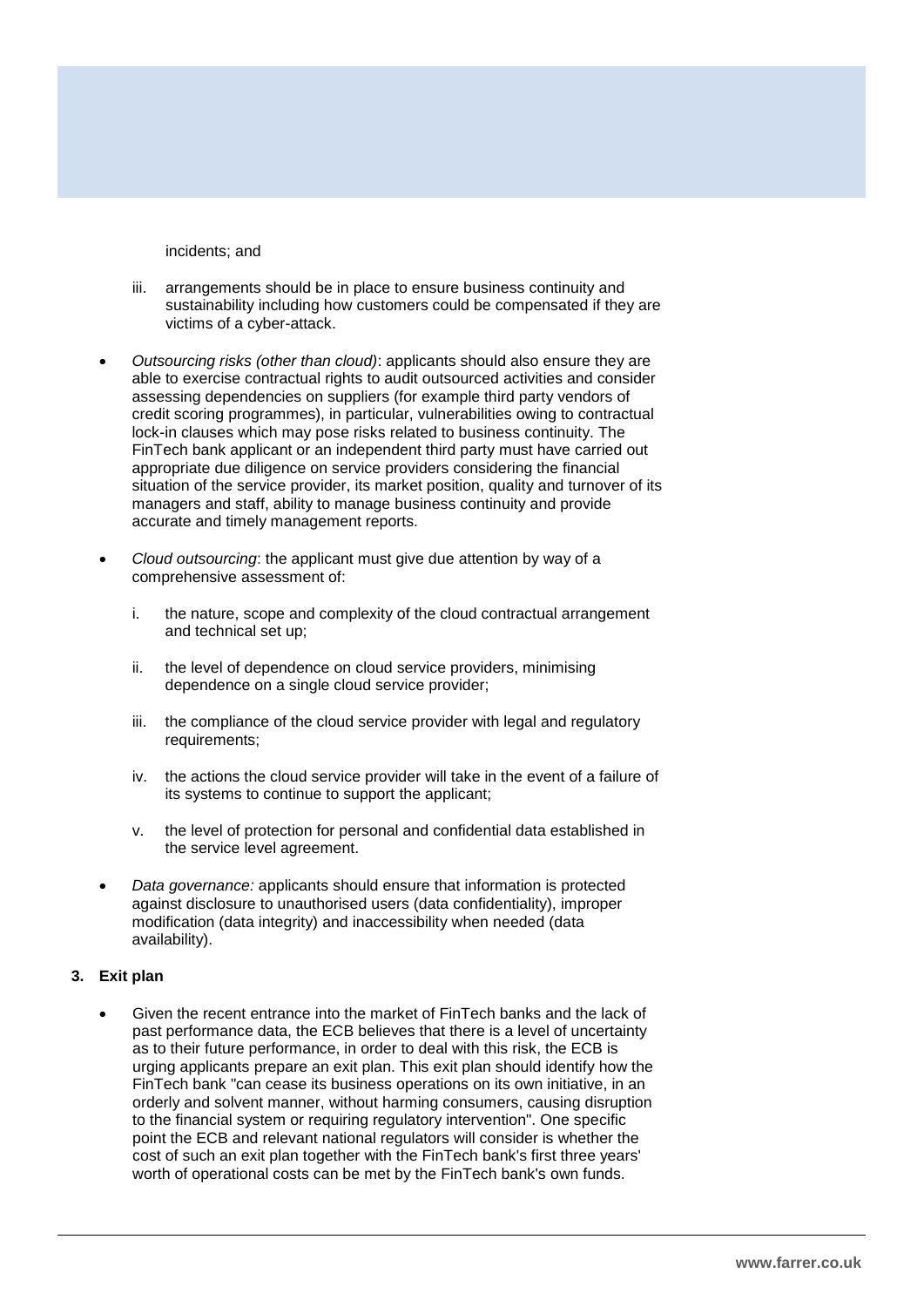incidents; and

iii. arrangements should be in place to ensure business continuity and sustainability including how customers could be compensated if they are victims of a cyber-attack.

- *Outsourcing risks (other than cloud)*: applicants should also ensure they are able to exercise contractual rights to audit outsourced activities and consider assessing dependencies on suppliers (for example third party vendors of credit scoring programmes), in particular, vulnerabilities owing to contractual lock-in clauses which may pose risks related to business continuity. The FinTech bank applicant or an independent third party must have carried out appropriate due diligence on service providers considering the financial situation of the service provider, its market position, quality and turnover of its managers and staff, ability to manage business continuity and provide accurate and timely management reports.

- *Cloud outsourcing*: the applicant must give due attention by way of a comprehensive assessment of:

  i. the nature, scope and complexity of the cloud contractual arrangement and technical set up;

  ii. the level of dependence on cloud service providers, minimising dependence on a single cloud service provider;

  iii. the compliance of the cloud service provider with legal and regulatory requirements;

  iv. the actions the cloud service provider will take in the event of a failure of its systems to continue to support the applicant;

  v. the level of protection for personal and confidential data established in the service level agreement.

- *Data governance:* applicants should ensure that information is protected against disclosure to unauthorised users (data confidentiality), improper modification (data integrity) and inaccessibility when needed (data availability).

**3. Exit plan**

- Given the recent entrance into the market of FinTech banks and the lack of past performance data, the ECB believes that there is a level of uncertainty as to their future performance, in order to deal with this risk, the ECB is urging applicants prepare an exit plan. This exit plan should identify how the FinTech bank "can cease its business operations on its own initiative, in an orderly and solvent manner, without harming consumers, causing disruption to the financial system or requiring regulatory intervention". One specific point the ECB and relevant national regulators will consider is whether the cost of such an exit plan together with the FinTech bank's first three years' worth of operational costs can be met by the FinTech bank's own funds.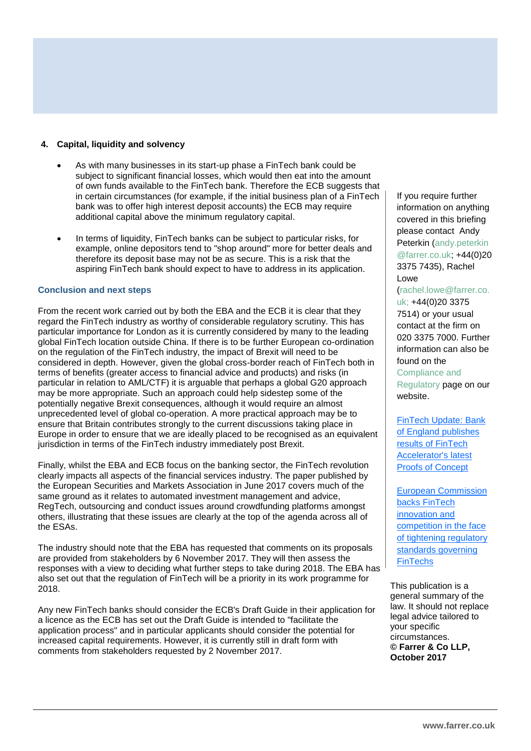## 4. Capital, liquidity and solvency

- As with many businesses in its start-up phase a FinTech bank could be subject to significant financial losses, which would then eat into the amount of own funds available to the FinTech bank. Therefore the ECB suggests that in certain circumstances (for example, if the initial business plan of a FinTech bank was to offer high interest deposit accounts) the ECB may require additional capital above the minimum regulatory capital.

- In terms of liquidity, FinTech banks can be subject to particular risks, for example, online depositors tend to "shop around" more for better deals and therefore its deposit base may not be as secure. This is a risk that the aspiring FinTech bank should expect to have to address in its application.

### Conclusion and next steps

From the recent work carried out by both the EBA and the ECB it is clear that they regard the FinTech industry as worthy of considerable regulatory scrutiny. This has particular importance for London as it is currently considered by many to the leading global FinTech location outside China. If there is to be further European co-ordination on the regulation of the FinTech industry, the impact of Brexit will need to be considered in depth. However, given the global cross-border reach of FinTech both in terms of benefits (greater access to financial advice and products) and risks (in particular in relation to AML/CTF) it is arguable that perhaps a global G20 approach may be more appropriate. Such an approach could help sidestep some of the potentially negative Brexit consequences, although it would require an almost unprecedented level of global co-operation. A more practical approach may be to ensure that Britain contributes strongly to the current discussions taking place in Europe in order to ensure that we are ideally placed to be recognised as an equivalent jurisdiction in terms of the FinTech industry immediately post Brexit.

Finally, whilst the EBA and ECB focus on the banking sector, the FinTech revolution clearly impacts all aspects of the financial services industry. The paper published by the European Securities and Markets Association in June 2017 covers much of the same ground as it relates to automated investment management and advice, RegTech, outsourcing and conduct issues around crowdfunding platforms amongst others, illustrating that these issues are clearly at the top of the agenda across all of the ESAs.

The industry should note that the EBA has requested that comments on its proposals are provided from stakeholders by 6 November 2017. They will then assess the responses with a view to deciding what further steps to take during 2018. The EBA has also set out that the regulation of FinTech will be a priority in its work programme for 2018.

Any new FinTech banks should consider the ECB's Draft Guide in their application for a licence as the ECB has set out the Draft Guide is intended to "facilitate the application process" and in particular applicants should consider the potential for increased capital requirements. However, it is currently still in draft form with comments from stakeholders requested by 2 November 2017.

If you require further information on anything covered in this briefing please contact Andy Peterkin (andy.peterkin@farrer.co.uk; +44(0)20 3375 7435), Rachel Lowe (rachel.lowe@farrer.co.uk; +44(0)20 3375 7514) or your usual contact at the firm on 020 3375 7000. Further information can also be found on the Compliance and Regulatory page on our website.

FinTech Update: Bank of England publishes results of FinTech Accelerator's latest Proofs of Concept

European Commission backs FinTech innovation and competition in the face of tightening regulatory standards governing FinTechs

This publication is a general summary of the law. It should not replace legal advice tailored to your specific circumstances.

**© Farrer & Co LLP, October 2017**